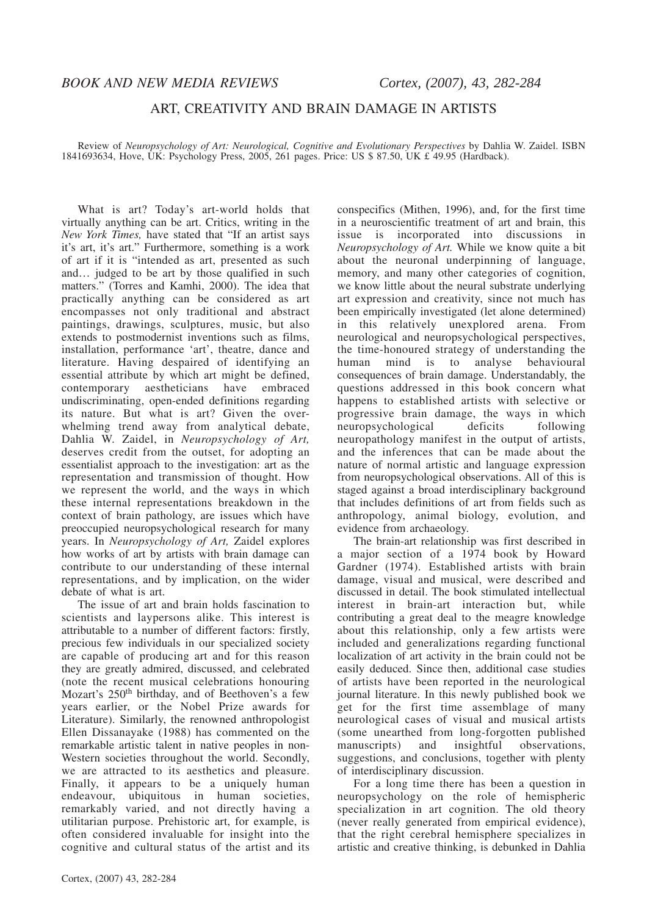*BOOK AND NEW MEDIA REVIEWS* *Cortex, (2007), 43, 282-284*

# ART, CREATIVITY AND BRAIN DAMAGE IN ARTISTS

Review of *Neuropsychology of Art: Neurological, Cognitive and Evolutionary Perspectives* by Dahlia W. Zaidel. ISBN 1841693634, Hove, UK: Psychology Press, 2005, 261 pages. Price: US $ 87.50, UK £ 49.95 (Hardback).

What is art? Today's art-world holds that virtually anything can be art. Critics, writing in the *New York Times,* have stated that "If an artist says it's art, it's art." Furthermore, something is a work of art if it is "intended as art, presented as such and… judged to be art by those qualified in such matters." (Torres and Kamhi, 2000). The idea that practically anything can be considered as art encompasses not only traditional and abstract paintings, drawings, sculptures, music, but also extends to postmodernist inventions such as films, installation, performance 'art', theatre, dance and literature. Having despaired of identifying an essential attribute by which art might be defined, contemporary aestheticians have embraced undiscriminating, open-ended definitions regarding its nature. But what is art? Given the over-whelming trend away from analytical debate, Dahlia W. Zaidel, in *Neuropsychology of Art,* deserves credit from the outset, for adopting an essentialist approach to the investigation: art as the representation and transmission of thought. How we represent the world, and the ways in which these internal representations breakdown in the context of brain pathology, are issues which have preoccupied neuropsychological research for many years. In *Neuropsychology of Art,* Zaidel explores how works of art by artists with brain damage can contribute to our understanding of these internal representations, and by implication, on the wider debate of what is art.

The issue of art and brain holds fascination to scientists and laypersons alike. This interest is attributable to a number of different factors: firstly, precious few individuals in our specialized society are capable of producing art and for this reason they are greatly admired, discussed, and celebrated (note the recent musical celebrations honouring Mozart's 250th birthday, and of Beethoven's a few years earlier, or the Nobel Prize awards for Literature). Similarly, the renowned anthropologist Ellen Dissanayake (1988) has commented on the remarkable artistic talent in native peoples in non-Western societies throughout the world. Secondly, we are attracted to its aesthetics and pleasure. Finally, it appears to be a uniquely human endeavour, ubiquitous in human societies, remarkably varied, and not directly having a utilitarian purpose. Prehistoric art, for example, is often considered invaluable for insight into the cognitive and cultural status of the artist and its conspecifics (Mithen, 1996), and, for the first time in a neuroscientific treatment of art and brain, this issue is incorporated into discussions in *Neuropsychology of Art.* While we know quite a bit about the neuronal underpinning of language, memory, and many other categories of cognition, we know little about the neural substrate underlying art expression and creativity, since not much has been empirically investigated (let alone determined) in this relatively unexplored arena. From neurological and neuropsychological perspectives, the time-honoured strategy of understanding the human mind is to analyse behavioural consequences of brain damage. Understandably, the questions addressed in this book concern what happens to established artists with selective or progressive brain damage, the ways in which neuropsychological deficits following neuropathology manifest in the output of artists, and the inferences that can be made about the nature of normal artistic and language expression from neuropsychological observations. All of this is staged against a broad interdisciplinary background that includes definitions of art from fields such as anthropology, animal biology, evolution, and evidence from archaeology.

The brain-art relationship was first described in a major section of a 1974 book by Howard Gardner (1974). Established artists with brain damage, visual and musical, were described and discussed in detail. The book stimulated intellectual interest in brain-art interaction but, while contributing a great deal to the meagre knowledge about this relationship, only a few artists were included and generalizations regarding functional localization of art activity in the brain could not be easily deduced. Since then, additional case studies of artists have been reported in the neurological journal literature. In this newly published book we get for the first time assemblage of many neurological cases of visual and musical artists (some unearthed from long-forgotten published manuscripts) and insightful observations, suggestions, and conclusions, together with plenty of interdisciplinary discussion.

For a long time there has been a question in neuropsychology on the role of hemispheric specialization in art cognition. The old theory (never really generated from empirical evidence), that the right cerebral hemisphere specializes in artistic and creative thinking, is debunked in Dahlia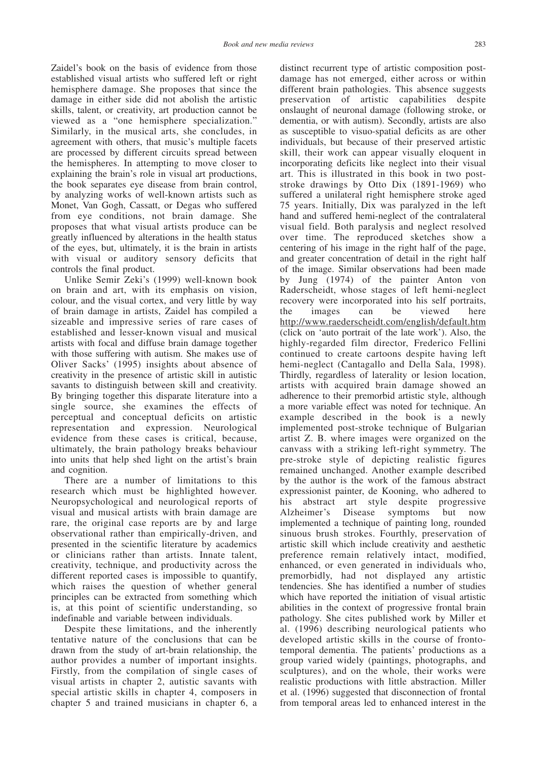Zaidel's book on the basis of evidence from those established visual artists who suffered left or right hemisphere damage. She proposes that since the damage in either side did not abolish the artistic skills, talent, or creativity, art production cannot be viewed as a "one hemisphere specialization." Similarly, in the musical arts, she concludes, in agreement with others, that music's multiple facets are processed by different circuits spread between the hemispheres. In attempting to move closer to explaining the brain's role in visual art productions, the book separates eye disease from brain control, by analyzing works of well-known artists such as Monet, Van Gogh, Cassatt, or Degas who suffered from eye conditions, not brain damage. She proposes that what visual artists produce can be greatly influenced by alterations in the health status of the eyes, but, ultimately, it is the brain in artists with visual or auditory sensory deficits that controls the final product.

Unlike Semir Zeki's (1999) well-known book on brain and art, with its emphasis on vision, colour, and the visual cortex, and very little by way of brain damage in artists, Zaidel has compiled a sizeable and impressive series of rare cases of established and lesser-known visual and musical artists with focal and diffuse brain damage together with those suffering with autism. She makes use of Oliver Sacks' (1995) insights about absence of creativity in the presence of artistic skill in autistic savants to distinguish between skill and creativity. By bringing together this disparate literature into a single source, she examines the effects of perceptual and conceptual deficits on artistic representation and expression. Neurological evidence from these cases is critical, because, ultimately, the brain pathology breaks behaviour into units that help shed light on the artist's brain and cognition.

There are a number of limitations to this research which must be highlighted however. Neuropsychological and neurological reports of visual and musical artists with brain damage are rare, the original case reports are by and large observational rather than empirically-driven, and presented in the scientific literature by academics or clinicians rather than artists. Innate talent, creativity, technique, and productivity across the different reported cases is impossible to quantify, which raises the question of whether general principles can be extracted from something which is, at this point of scientific understanding, so indefinable and variable between individuals.

Despite these limitations, and the inherently tentative nature of the conclusions that can be drawn from the study of art-brain relationship, the author provides a number of important insights. Firstly, from the compilation of single cases of visual artists in chapter 2, autistic savants with special artistic skills in chapter 4, composers in chapter 5 and trained musicians in chapter 6, a distinct recurrent type of artistic composition post-damage has not emerged, either across or within different brain pathologies. This absence suggests preservation of artistic capabilities despite onslaught of neuronal damage (following stroke, or dementia, or with autism). Secondly, artists are also as susceptible to visuo-spatial deficits as are other individuals, but because of their preserved artistic skill, their work can appear visually eloquent in incorporating deficits like neglect into their visual art. This is illustrated in this book in two post-stroke drawings by Otto Dix (1891-1969) who suffered a unilateral right hemisphere stroke aged 75 years. Initially, Dix was paralyzed in the left hand and suffered hemi-neglect of the contralateral visual field. Both paralysis and neglect resolved over time. The reproduced sketches show a centering of his image in the right half of the page, and greater concentration of detail in the right half of the image. Similar observations had been made by Jung (1974) of the painter Anton von Raderscheidt, whose stages of left hemi-neglect recovery were incorporated into his self portraits, the images can be viewed here http://www.raederscheidt.com/english/default.htm (click on 'auto portrait of the late work'). Also, the highly-regarded film director, Frederico Fellini continued to create cartoons despite having left hemi-neglect (Cantagallo and Della Sala, 1998). Thirdly, regardless of laterality or lesion location, artists with acquired brain damage showed an adherence to their premorbid artistic style, although a more variable effect was noted for technique. An example described in the book is a newly implemented post-stroke technique of Bulgarian artist Z. B. where images were organized on the canvass with a striking left-right symmetry. The pre-stroke style of depicting realistic figures remained unchanged. Another example described by the author is the work of the famous abstract expressionist painter, de Kooning, who adhered to his abstract art style despite progressive Alzheimer's Disease symptoms but now implemented a technique of painting long, rounded sinuous brush strokes. Fourthly, preservation of artistic skill which include creativity and aesthetic preference remain relatively intact, modified, enhanced, or even generated in individuals who, premorbidly, had not displayed any artistic tendencies. She has identified a number of studies which have reported the initiation of visual artistic abilities in the context of progressive frontal brain pathology. She cites published work by Miller et al. (1996) describing neurological patients who developed artistic skills in the course of fronto-temporal dementia. The patients' productions as a group varied widely (paintings, photographs, and sculptures), and on the whole, their works were realistic productions with little abstraction. Miller et al. (1996) suggested that disconnection of frontal from temporal areas led to enhanced interest in the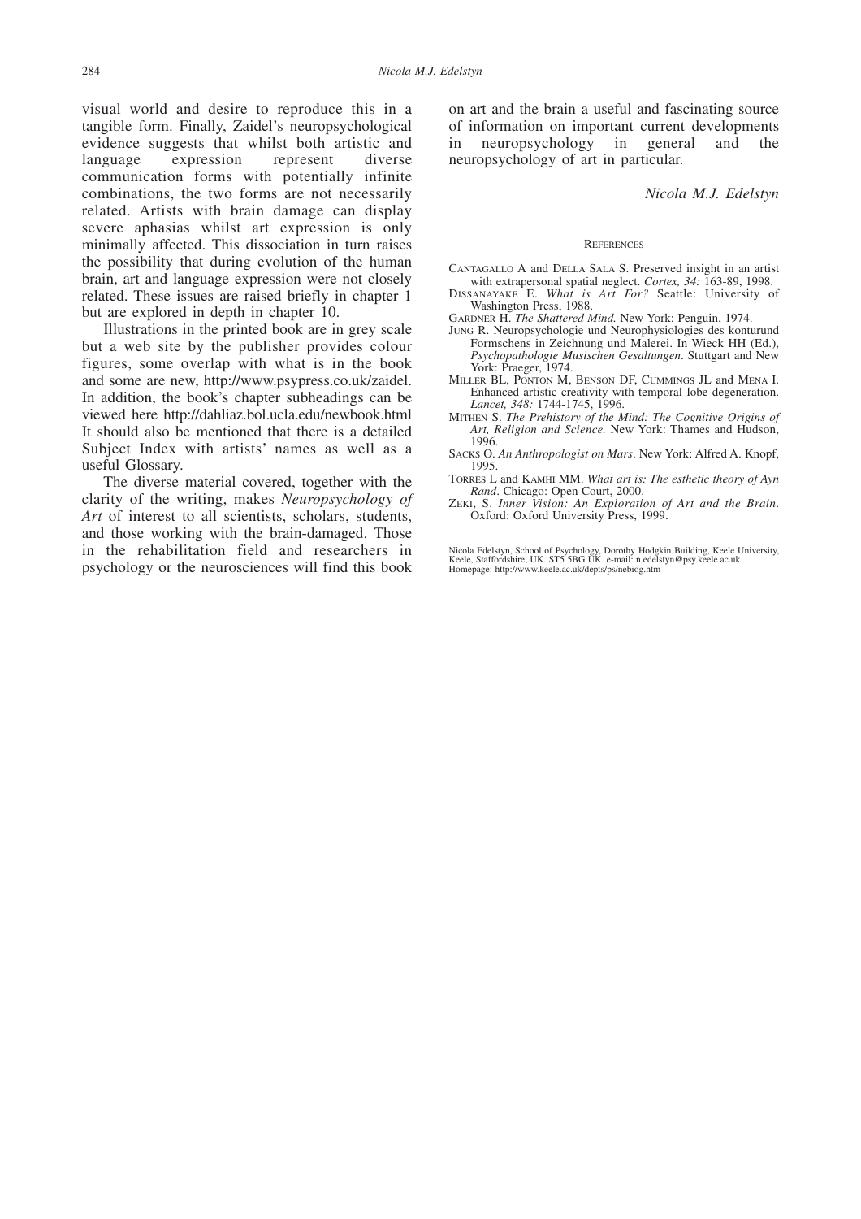visual world and desire to reproduce this in a tangible form. Finally, Zaidel's neuropsychological evidence suggests that whilst both artistic and language expression represent diverse communication forms with potentially infinite combinations, the two forms are not necessarily related. Artists with brain damage can display severe aphasias whilst art expression is only minimally affected. This dissociation in turn raises the possibility that during evolution of the human brain, art and language expression were not closely related. These issues are raised briefly in chapter 1 but are explored in depth in chapter 10.

Illustrations in the printed book are in grey scale but a web site by the publisher provides colour figures, some overlap with what is in the book and some are new, http://www.psypress.co.uk/zaidel. In addition, the book's chapter subheadings can be viewed here http://dahliaz.bol.ucla.edu/newbook.html It should also be mentioned that there is a detailed Subject Index with artists' names as well as a useful Glossary.

The diverse material covered, together with the clarity of the writing, makes *Neuropsychology of Art* of interest to all scientists, scholars, students, and those working with the brain-damaged. Those in the rehabilitation field and researchers in psychology or the neurosciences will find this book on art and the brain a useful and fascinating source of information on important current developments in neuropsychology in general and the neuropsychology of art in particular.

*Nicola M.J. Edelstyn*

## References

Cantagallo A and Della Sala S. Preserved insight in an artist with extrapersonal spatial neglect. *Cortex, 34:* 163-89, 1998.

Dissanayake E. *What is Art For?* Seattle: University of Washington Press, 1988.

Gardner H. *The Shattered Mind.* New York: Penguin, 1974.

Jung R. Neuropsychologie und Neurophysiologies des konturund Formschens in Zeichnung und Malerei. In Wieck HH (Ed.), *Psychopathologie Musischen Gesaltungen*. Stuttgart and New York: Praeger, 1974.

Miller BL, Ponton M, Benson DF, Cummings JL and Mena I. Enhanced artistic creativity with temporal lobe degeneration. *Lancet, 348:* 1744-1745, 1996.

Mithen S. *The Prehistory of the Mind: The Cognitive Origins of Art, Religion and Science.* New York: Thames and Hudson, 1996.

Sacks O. *An Anthropologist on Mars*. New York: Alfred A. Knopf, 1995.

Torres L and Kamhi MM. *What art is: The esthetic theory of Ayn Rand*. Chicago: Open Court, 2000.

Zeki, S. *Inner Vision: An Exploration of Art and the Brain*. Oxford: Oxford University Press, 1999.

Nicola Edelstyn, School of Psychology, Dorothy Hodgkin Building, Keele University, Keele, Staffordshire, UK. ST5 5BG UK. e-mail: n.edelstyn@psy.keele.ac.uk
Homepage: http://www.keele.ac.uk/depts/ps/nebiog.htm